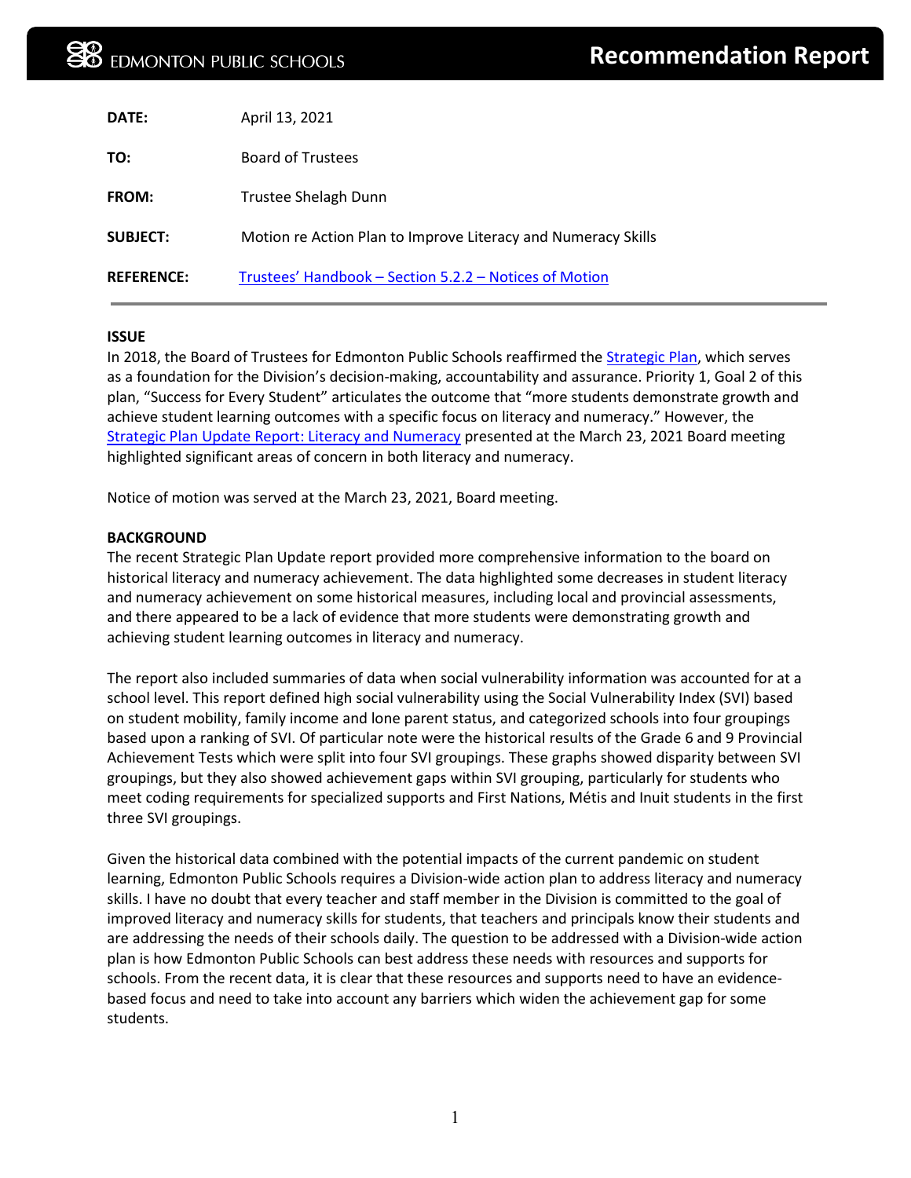# Recommendation Report

EDMONTON PUBLIC SCHOOLS

| | |
|---|---|
| **DATE:** | April 13, 2021 |
| **TO:** | Board of Trustees |
| **FROM:** | Trustee Shelagh Dunn |
| **SUBJECT:** | Motion re Action Plan to Improve Literacy and Numeracy Skills |
| **REFERENCE:** | Trustees' Handbook – Section 5.2.2 – Notices of Motion |

**ISSUE**

In 2018, the Board of Trustees for Edmonton Public Schools reaffirmed the Strategic Plan, which serves as a foundation for the Division's decision-making, accountability and assurance. Priority 1, Goal 2 of this plan, "Success for Every Student" articulates the outcome that "more students demonstrate growth and achieve student learning outcomes with a specific focus on literacy and numeracy." However, the Strategic Plan Update Report: Literacy and Numeracy presented at the March 23, 2021 Board meeting highlighted significant areas of concern in both literacy and numeracy.

Notice of motion was served at the March 23, 2021, Board meeting.

**BACKGROUND**

The recent Strategic Plan Update report provided more comprehensive information to the board on historical literacy and numeracy achievement. The data highlighted some decreases in student literacy and numeracy achievement on some historical measures, including local and provincial assessments, and there appeared to be a lack of evidence that more students were demonstrating growth and achieving student learning outcomes in literacy and numeracy.

The report also included summaries of data when social vulnerability information was accounted for at a school level. This report defined high social vulnerability using the Social Vulnerability Index (SVI) based on student mobility, family income and lone parent status, and categorized schools into four groupings based upon a ranking of SVI. Of particular note were the historical results of the Grade 6 and 9 Provincial Achievement Tests which were split into four SVI groupings. These graphs showed disparity between SVI groupings, but they also showed achievement gaps within SVI grouping, particularly for students who meet coding requirements for specialized supports and First Nations, Métis and Inuit students in the first three SVI groupings.

Given the historical data combined with the potential impacts of the current pandemic on student learning, Edmonton Public Schools requires a Division-wide action plan to address literacy and numeracy skills. I have no doubt that every teacher and staff member in the Division is committed to the goal of improved literacy and numeracy skills for students, that teachers and principals know their students and are addressing the needs of their schools daily. The question to be addressed with a Division-wide action plan is how Edmonton Public Schools can best address these needs with resources and supports for schools. From the recent data, it is clear that these resources and supports need to have an evidence-based focus and need to take into account any barriers which widen the achievement gap for some students.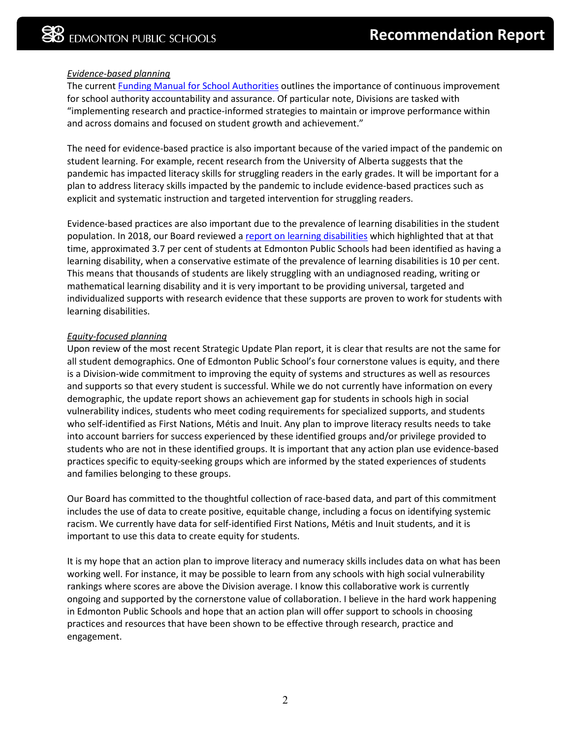*Evidence-based planning*

The current [Funding Manual for School Authorities] outlines the importance of continuous improvement for school authority accountability and assurance. Of particular note, Divisions are tasked with "implementing research and practice-informed strategies to maintain or improve performance within and across domains and focused on student growth and achievement."

The need for evidence-based practice is also important because of the varied impact of the pandemic on student learning. For example, recent research from the University of Alberta suggests that the pandemic has impacted literacy skills for struggling readers in the early grades. It will be important for a plan to address literacy skills impacted by the pandemic to include evidence-based practices such as explicit and systematic instruction and targeted intervention for struggling readers.

Evidence-based practices are also important due to the prevalence of learning disabilities in the student population. In 2018, our Board reviewed a [report on learning disabilities] which highlighted that at that time, approximated 3.7 per cent of students at Edmonton Public Schools had been identified as having a learning disability, when a conservative estimate of the prevalence of learning disabilities is 10 per cent. This means that thousands of students are likely struggling with an undiagnosed reading, writing or mathematical learning disability and it is very important to be providing universal, targeted and individualized supports with research evidence that these supports are proven to work for students with learning disabilities.

*Equity-focused planning*

Upon review of the most recent Strategic Update Plan report, it is clear that results are not the same for all student demographics. One of Edmonton Public School's four cornerstone values is equity, and there is a Division-wide commitment to improving the equity of systems and structures as well as resources and supports so that every student is successful. While we do not currently have information on every demographic, the update report shows an achievement gap for students in schools high in social vulnerability indices, students who meet coding requirements for specialized supports, and students who self-identified as First Nations, Métis and Inuit. Any plan to improve literacy results needs to take into account barriers for success experienced by these identified groups and/or privilege provided to students who are not in these identified groups. It is important that any action plan use evidence-based practices specific to equity-seeking groups which are informed by the stated experiences of students and families belonging to these groups.

Our Board has committed to the thoughtful collection of race-based data, and part of this commitment includes the use of data to create positive, equitable change, including a focus on identifying systemic racism. We currently have data for self-identified First Nations, Métis and Inuit students, and it is important to use this data to create equity for students.

It is my hope that an action plan to improve literacy and numeracy skills includes data on what has been working well. For instance, it may be possible to learn from any schools with high social vulnerability rankings where scores are above the Division average. I know this collaborative work is currently ongoing and supported by the cornerstone value of collaboration. I believe in the hard work happening in Edmonton Public Schools and hope that an action plan will offer support to schools in choosing practices and resources that have been shown to be effective through research, practice and engagement.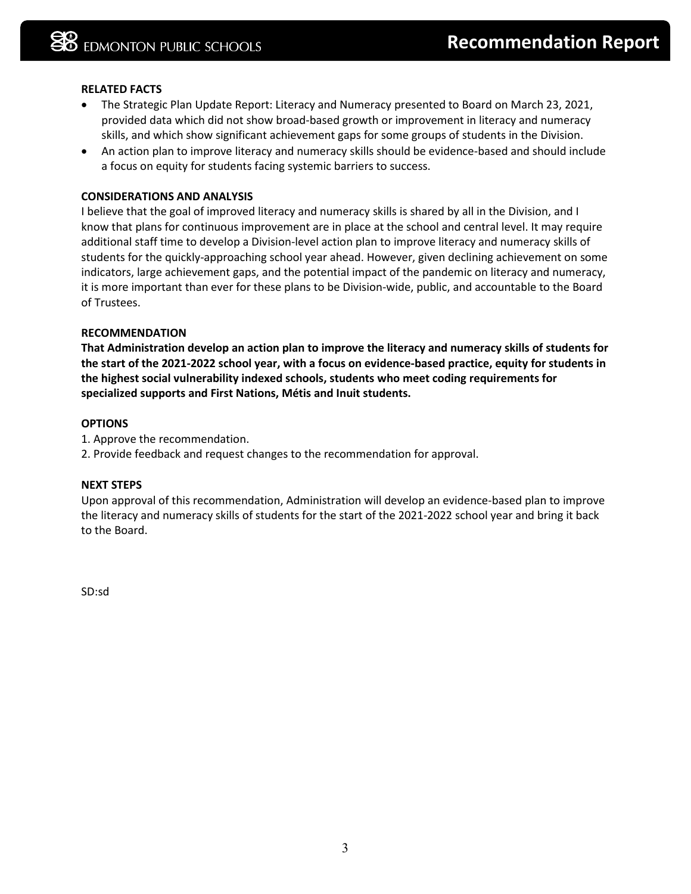**RELATED FACTS**

- The Strategic Plan Update Report: Literacy and Numeracy presented to Board on March 23, 2021, provided data which did not show broad-based growth or improvement in literacy and numeracy skills, and which show significant achievement gaps for some groups of students in the Division.
- An action plan to improve literacy and numeracy skills should be evidence-based and should include a focus on equity for students facing systemic barriers to success.

**CONSIDERATIONS AND ANALYSIS**

I believe that the goal of improved literacy and numeracy skills is shared by all in the Division, and I know that plans for continuous improvement are in place at the school and central level. It may require additional staff time to develop a Division-level action plan to improve literacy and numeracy skills of students for the quickly-approaching school year ahead. However, given declining achievement on some indicators, large achievement gaps, and the potential impact of the pandemic on literacy and numeracy, it is more important than ever for these plans to be Division-wide, public, and accountable to the Board of Trustees.

**RECOMMENDATION**

**That Administration develop an action plan to improve the literacy and numeracy skills of students for the start of the 2021-2022 school year, with a focus on evidence-based practice, equity for students in the highest social vulnerability indexed schools, students who meet coding requirements for specialized supports and First Nations, Métis and Inuit students.**

**OPTIONS**

1. Approve the recommendation.
2. Provide feedback and request changes to the recommendation for approval.

**NEXT STEPS**

Upon approval of this recommendation, Administration will develop an evidence-based plan to improve the literacy and numeracy skills of students for the start of the 2021-2022 school year and bring it back to the Board.

SD:sd